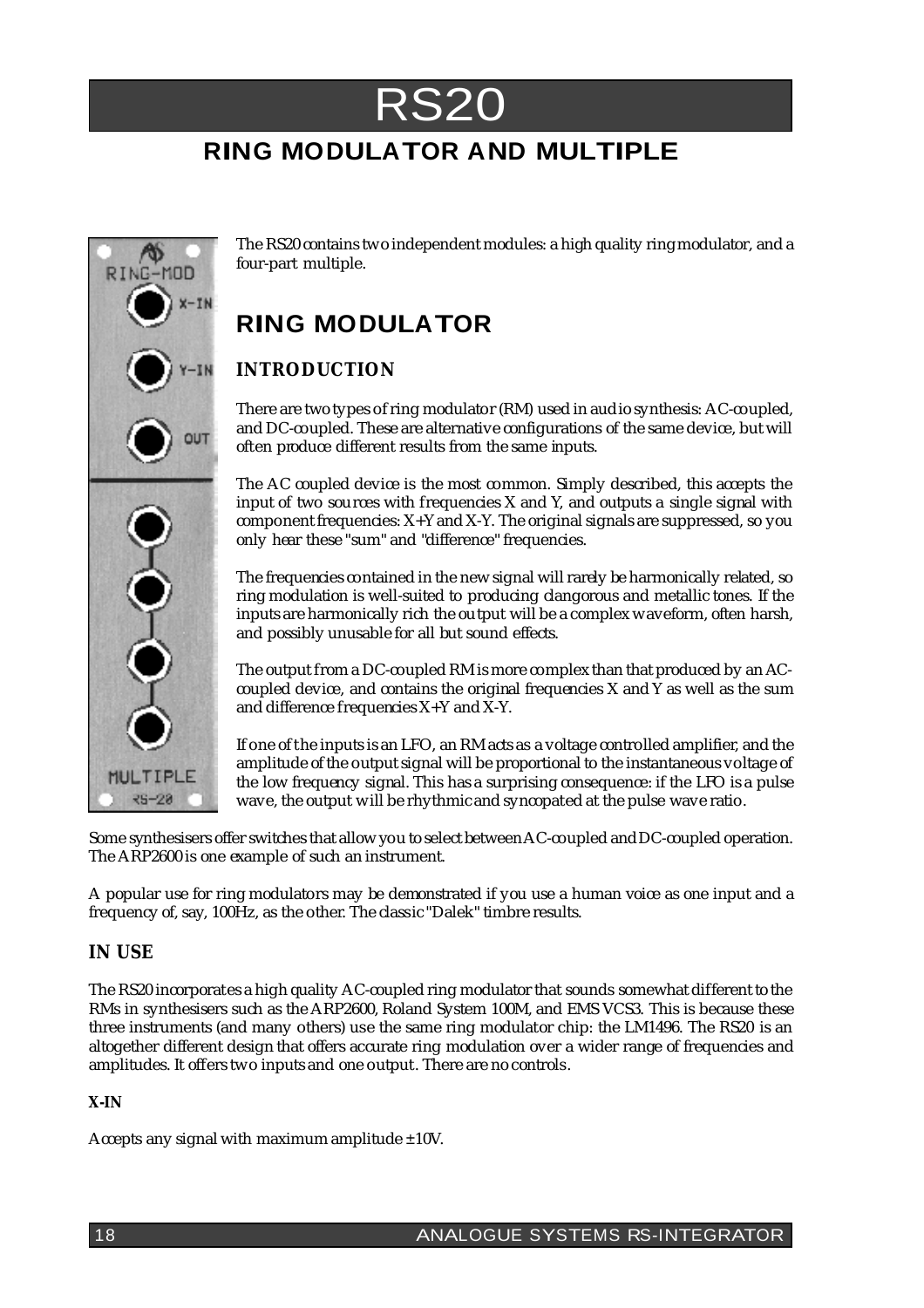# RS20

## RING MODULATOR AND MULTIPLE

The RS20 contains two independent modules: a high quality ring modulator, and a four-part multiple.

## RING MODULATOR

### INTRODUCTION

There are two types of ring modulator (RM) used in audio synthesis: AC-coupled, and DC-coupled. These are alternative configurations of the same device, but will often produce different results from the same inputs.

The AC coupled device is the most common. Simply described, this accepts the input of two sources with frequencies X and Y, and outputs a single signal with component frequencies: X+Y and X-Y. The original signals are suppressed, so you only hear these "sum" and "difference" frequencies.

The frequencies contained in the new signal will rarely be harmonically related, so ring modulation is well-suited to producing clangorous and metallic tones. If the inputs are harmonically rich the output will be a complex waveform, often harsh, and possibly unusable for all but sound effects.

The output from a DC-coupled RM is more complex than that produced by an AC-coupled device, and contains the original frequencies X and Y as well as the sum and difference frequencies X+Y and X-Y.

If one of the inputs is an LFO, an RM acts as a voltage controlled amplifier, and the amplitude of the output signal will be proportional to the instantaneous voltage of the low frequency signal. This has a surprising consequence: if the LFO is a pulse wave, the output will be rhythmic and syncopated at the pulse wave ratio.

Some synthesisers offer switches that allow you to select between AC-coupled and DC-coupled operation. The ARP2600 is one example of such an instrument.

A popular use for ring modulators may be demonstrated if you use a human voice as one input and a frequency of, say, 100Hz, as the other. The classic "Dalek" timbre results.

### IN USE

The RS20 incorporates a high quality AC-coupled ring modulator that sounds somewhat different to the RMs in synthesisers such as the ARP2600, Roland System 100M, and EMS VCS3. This is because these three instruments (and many others) use the same ring modulator chip: the LM1496. The RS20 is an altogether different design that offers accurate ring modulation over a wider range of frequencies and amplitudes. It offers two inputs and one output. There are no controls.

#### X-IN

Accepts any signal with maximum amplitude ±10V.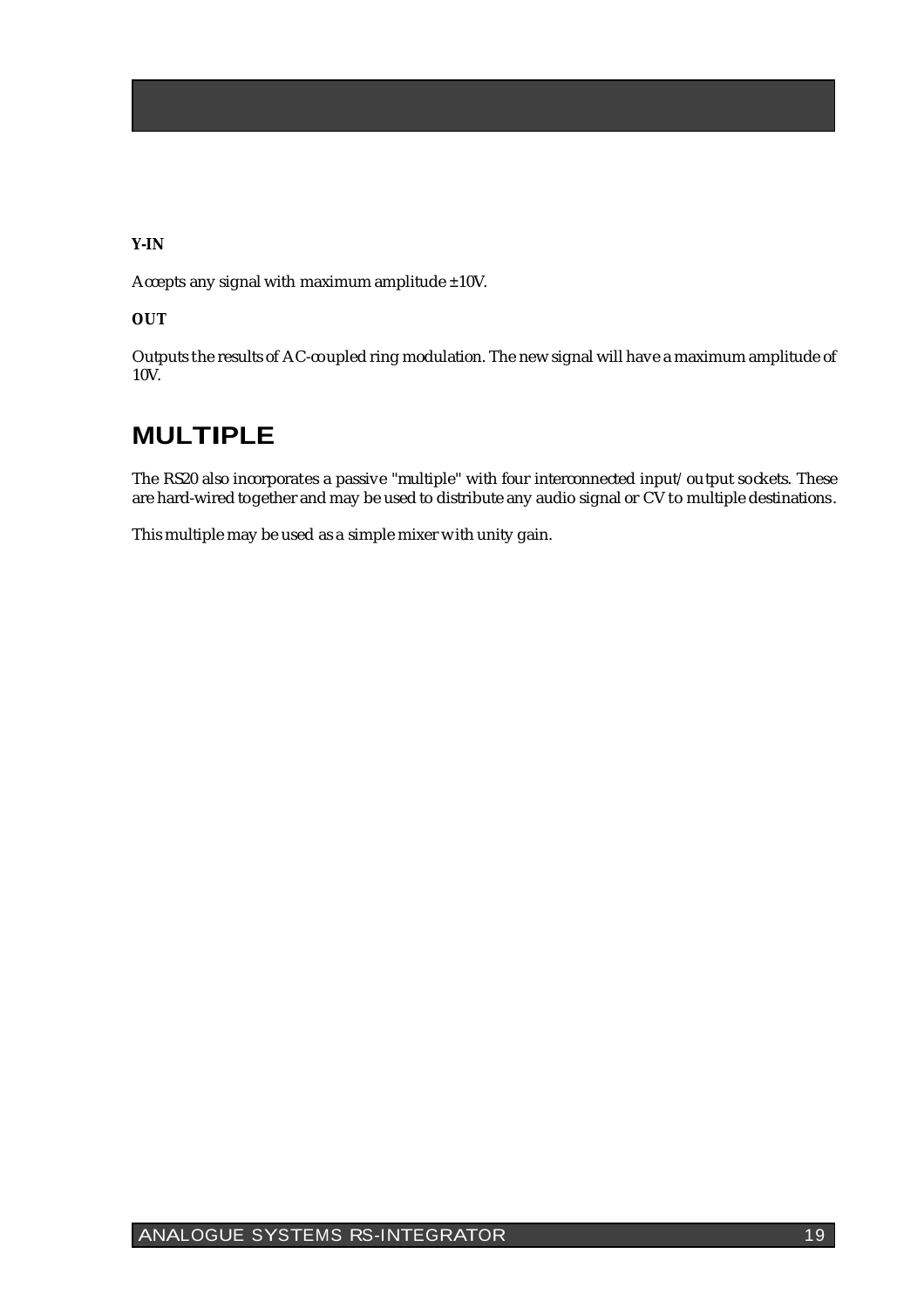**Y-IN**

Accepts any signal with maximum amplitude ±10V.

**OUT**

Outputs the results of AC-coupled ring modulation. The new signal will have a maximum amplitude of 10V.

## MULTIPLE

The RS20 also incorporates a passive "multiple" with four interconnected input/output sockets. These are hard-wired together and may be used to distribute any audio signal or CV to multiple destinations.

This multiple may be used as a simple mixer with unity gain.